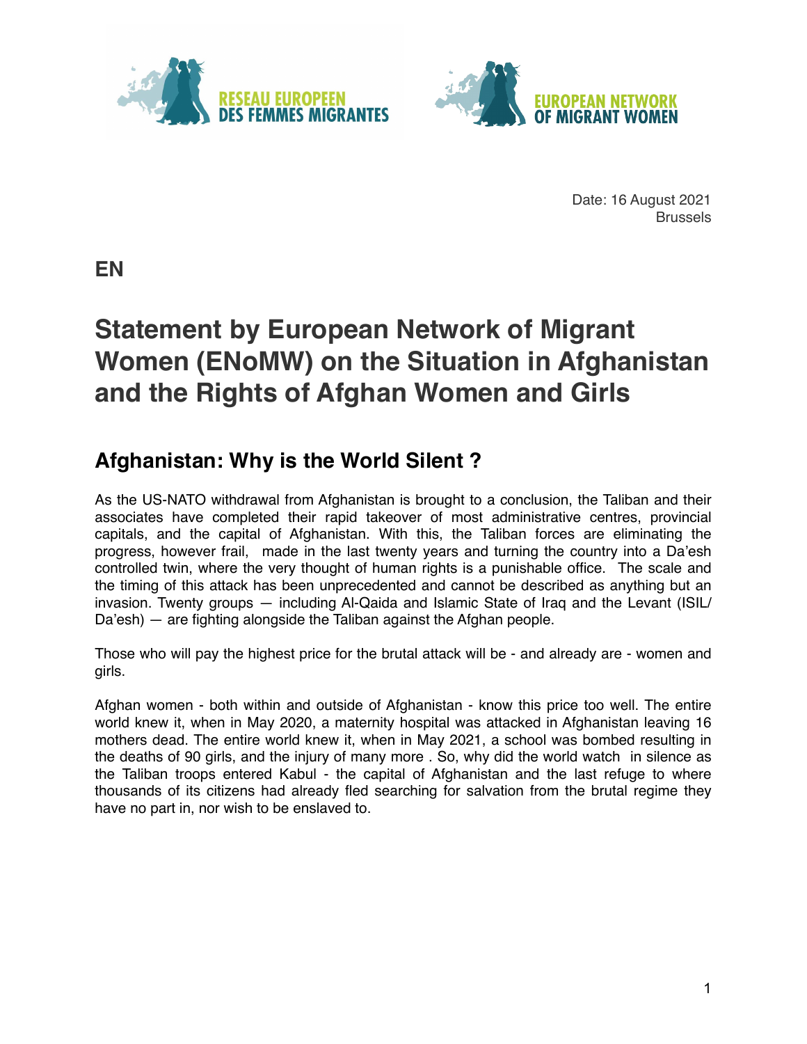RESEAU EUROPEEN DES FEMMES MIGRANTES

EUROPEAN NETWORK OF MIGRANT WOMEN

Date: 16 August 2021
Brussels

**EN**

# Statement by European Network of Migrant Women (ENoMW) on the Situation in Afghanistan and the Rights of Afghan Women and Girls

## Afghanistan: Why is the World Silent ?

As the US-NATO withdrawal from Afghanistan is brought to a conclusion, the Taliban and their associates have completed their rapid takeover of most administrative centres, provincial capitals, and the capital of Afghanistan. With this, the Taliban forces are eliminating the progress, however frail, made in the last twenty years and turning the country into a Da'esh controlled twin, where the very thought of human rights is a punishable office. The scale and the timing of this attack has been unprecedented and cannot be described as anything but an invasion. Twenty groups — including Al-Qaida and Islamic State of Iraq and the Levant (ISIL/ Da'esh) — are fighting alongside the Taliban against the Afghan people.

Those who will pay the highest price for the brutal attack will be - and already are - women and girls.

Afghan women - both within and outside of Afghanistan - know this price too well. The entire world knew it, when in May 2020, a maternity hospital was attacked in Afghanistan leaving 16 mothers dead. The entire world knew it, when in May 2021, a school was bombed resulting in the deaths of 90 girls, and the injury of many more . So, why did the world watch in silence as the Taliban troops entered Kabul - the capital of Afghanistan and the last refuge to where thousands of its citizens had already fled searching for salvation from the brutal regime they have no part in, nor wish to be enslaved to.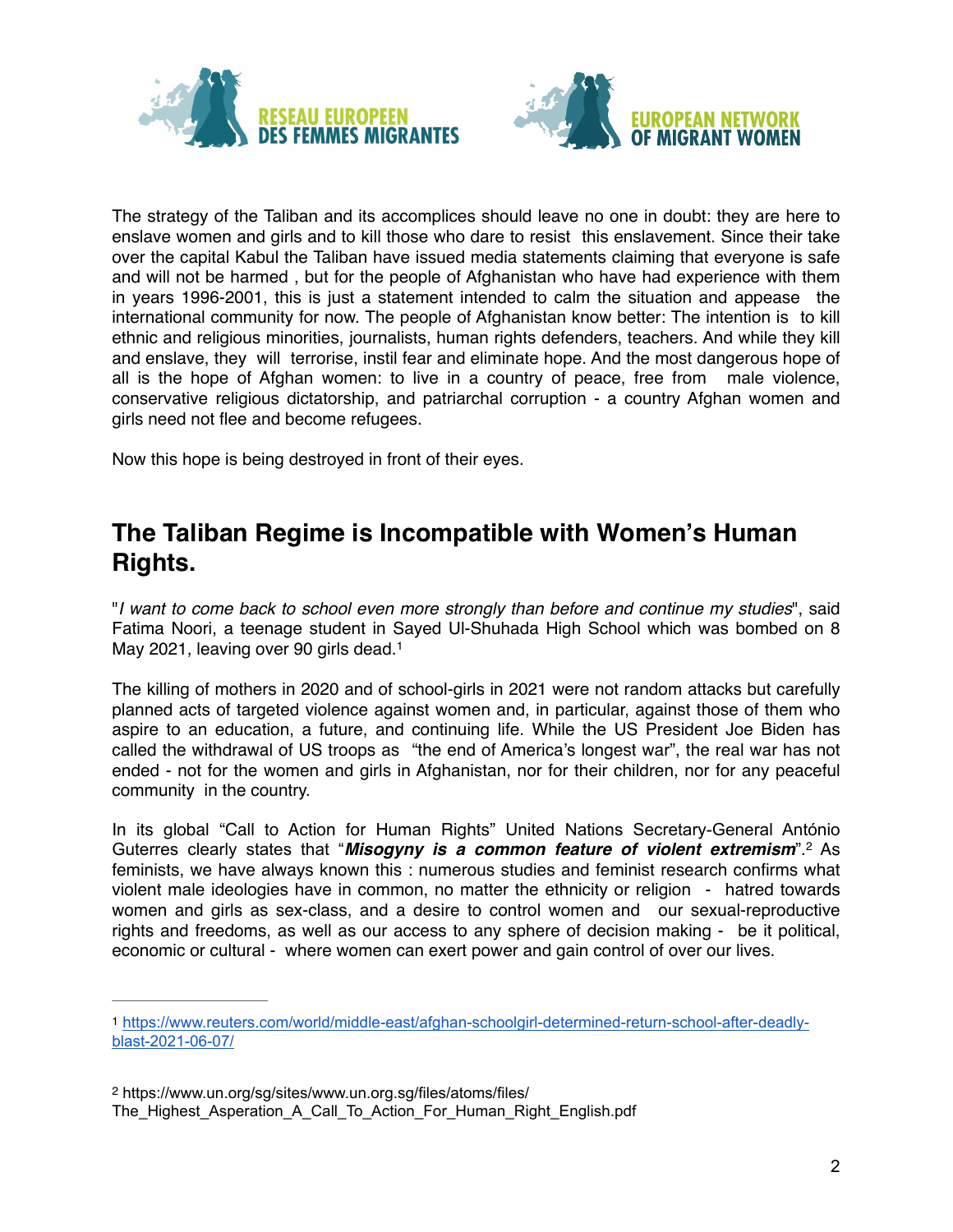The strategy of the Taliban and its accomplices should leave no one in doubt: they are here to enslave women and girls and to kill those who dare to resist this enslavement. Since their take over the capital Kabul the Taliban have issued media statements claiming that everyone is safe and will not be harmed , but for the people of Afghanistan who have had experience with them in years 1996-2001, this is just a statement intended to calm the situation and appease the international community for now. The people of Afghanistan know better: The intention is to kill ethnic and religious minorities, journalists, human rights defenders, teachers. And while they kill and enslave, they will terrorise, instil fear and eliminate hope. And the most dangerous hope of all is the hope of Afghan women: to live in a country of peace, free from male violence, conservative religious dictatorship, and patriarchal corruption - a country Afghan women and girls need not flee and become refugees.

Now this hope is being destroyed in front of their eyes.

## The Taliban Regime is Incompatible with Women's Human Rights.

"*I want to come back to school even more strongly than before and continue my studies*", said Fatima Noori, a teenage student in Sayed Ul-Shuhada High School which was bombed on 8 May 2021, leaving over 90 girls dead.[1]

The killing of mothers in 2020 and of school-girls in 2021 were not random attacks but carefully planned acts of targeted violence against women and, in particular, against those of them who aspire to an education, a future, and continuing life. While the US President Joe Biden has called the withdrawal of US troops as "the end of America's longest war", the real war has not ended - not for the women and girls in Afghanistan, nor for their children, nor for any peaceful community in the country.

In its global "Call to Action for Human Rights" United Nations Secretary-General António Guterres clearly states that "***Misogyny is a common feature of violent extremism***".[2] As feminists, we have always known this : numerous studies and feminist research confirms what violent male ideologies have in common, no matter the ethnicity or religion - hatred towards women and girls as sex-class, and a desire to control women and our sexual-reproductive rights and freedoms, as well as our access to any sphere of decision making - be it political, economic or cultural - where women can exert power and gain control of over our lives.

---

[1] https://www.reuters.com/world/middle-east/afghan-schoolgirl-determined-return-school-after-deadly-blast-2021-06-07/

[2] https://www.un.org/sg/sites/www.un.org.sg/files/atoms/files/The_Highest_Asperation_A_Call_To_Action_For_Human_Right_English.pdf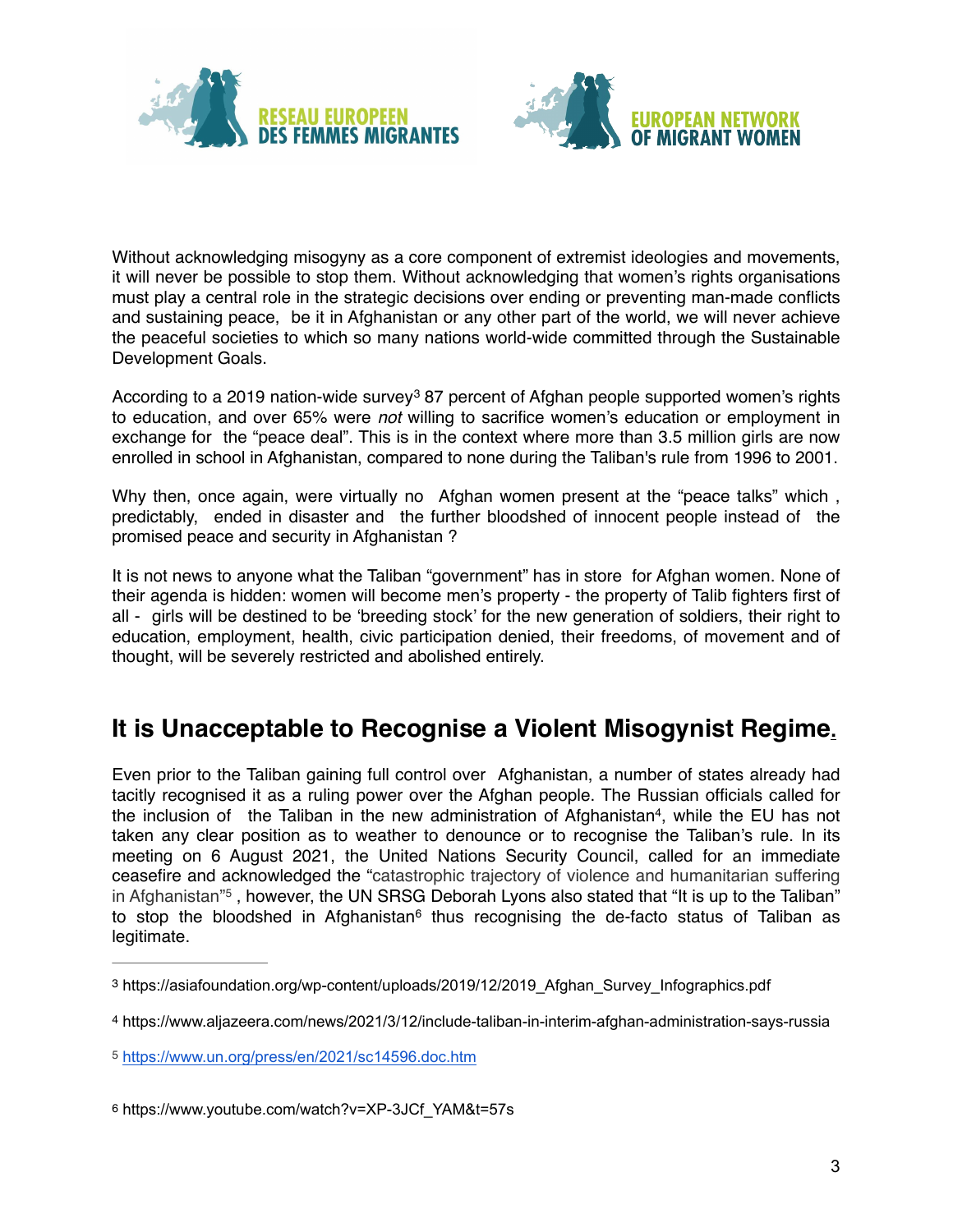Without acknowledging misogyny as a core component of extremist ideologies and movements, it will never be possible to stop them. Without acknowledging that women's rights organisations must play a central role in the strategic decisions over ending or preventing man-made conflicts and sustaining peace, be it in Afghanistan or any other part of the world, we will never achieve the peaceful societies to which so many nations world-wide committed through the Sustainable Development Goals.

According to a 2019 nation-wide survey[3] 87 percent of Afghan people supported women's rights to education, and over 65% were *not* willing to sacrifice women's education or employment in exchange for the "peace deal". This is in the context where more than 3.5 million girls are now enrolled in school in Afghanistan, compared to none during the Taliban's rule from 1996 to 2001.

Why then, once again, were virtually no Afghan women present at the "peace talks" which , predictably, ended in disaster and the further bloodshed of innocent people instead of the promised peace and security in Afghanistan ?

It is not news to anyone what the Taliban "government" has in store for Afghan women. None of their agenda is hidden: women will become men's property - the property of Talib fighters first of all - girls will be destined to be 'breeding stock' for the new generation of soldiers, their right to education, employment, health, civic participation denied, their freedoms, of movement and of thought, will be severely restricted and abolished entirely.

## It is Unacceptable to Recognise a Violent Misogynist Regime.

Even prior to the Taliban gaining full control over Afghanistan, a number of states already had tacitly recognised it as a ruling power over the Afghan people. The Russian officials called for the inclusion of the Taliban in the new administration of Afghanistan[4], while the EU has not taken any clear position as to weather to denounce or to recognise the Taliban's rule. In its meeting on 6 August 2021, the United Nations Security Council, called for an immediate ceasefire and acknowledged the "catastrophic trajectory of violence and humanitarian suffering in Afghanistan"[5] , however, the UN SRSG Deborah Lyons also stated that "It is up to the Taliban" to stop the bloodshed in Afghanistan[6] thus recognising the de-facto status of Taliban as legitimate.

---

[3] https://asiafoundation.org/wp-content/uploads/2019/12/2019_Afghan_Survey_Infographics.pdf

[4] https://www.aljazeera.com/news/2021/3/12/include-taliban-in-interim-afghan-administration-says-russia

[5] https://www.un.org/press/en/2021/sc14596.doc.htm

[6] https://www.youtube.com/watch?v=XP-3JCf_YAM&t=57s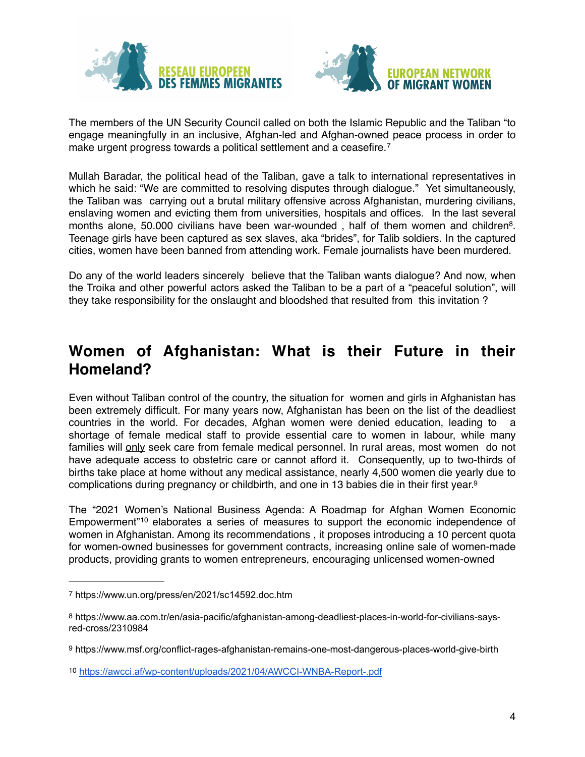The members of the UN Security Council called on both the Islamic Republic and the Taliban "to engage meaningfully in an inclusive, Afghan-led and Afghan-owned peace process in order to make urgent progress towards a political settlement and a ceasefire.[7]

Mullah Baradar, the political head of the Taliban, gave a talk to international representatives in which he said: "We are committed to resolving disputes through dialogue." Yet simultaneously, the Taliban was carrying out a brutal military offensive across Afghanistan, murdering civilians, enslaving women and evicting them from universities, hospitals and offices. In the last several months alone, 50.000 civilians have been war-wounded , half of them women and children[8]. Teenage girls have been captured as sex slaves, aka "brides", for Talib soldiers. In the captured cities, women have been banned from attending work. Female journalists have been murdered.

Do any of the world leaders sincerely believe that the Taliban wants dialogue? And now, when the Troika and other powerful actors asked the Taliban to be a part of a "peaceful solution", will they take responsibility for the onslaught and bloodshed that resulted from this invitation ?

## Women of Afghanistan: What is their Future in their Homeland?

Even without Taliban control of the country, the situation for women and girls in Afghanistan has been extremely difficult. For many years now, Afghanistan has been on the list of the deadliest countries in the world. For decades, Afghan women were denied education, leading to a shortage of female medical staff to provide essential care to women in labour, while many families will <u>only</u> seek care from female medical personnel. In rural areas, most women do not have adequate access to obstetric care or cannot afford it. Consequently, up to two-thirds of births take place at home without any medical assistance, nearly 4,500 women die yearly due to complications during pregnancy or childbirth, and one in 13 babies die in their first year.[9]

The "2021 Women's National Business Agenda: A Roadmap for Afghan Women Economic Empowerment"[10] elaborates a series of measures to support the economic independence of women in Afghanistan. Among its recommendations , it proposes introducing a 10 percent quota for women-owned businesses for government contracts, increasing online sale of women-made products, providing grants to women entrepreneurs, encouraging unlicensed women-owned

---

[7] https://www.un.org/press/en/2021/sc14592.doc.htm

[8] https://www.aa.com.tr/en/asia-pacific/afghanistan-among-deadliest-places-in-world-for-civilians-says-red-cross/2310984

[9] https://www.msf.org/conflict-rages-afghanistan-remains-one-most-dangerous-places-world-give-birth

[10] https://awcci.af/wp-content/uploads/2021/04/AWCCI-WNBA-Report-.pdf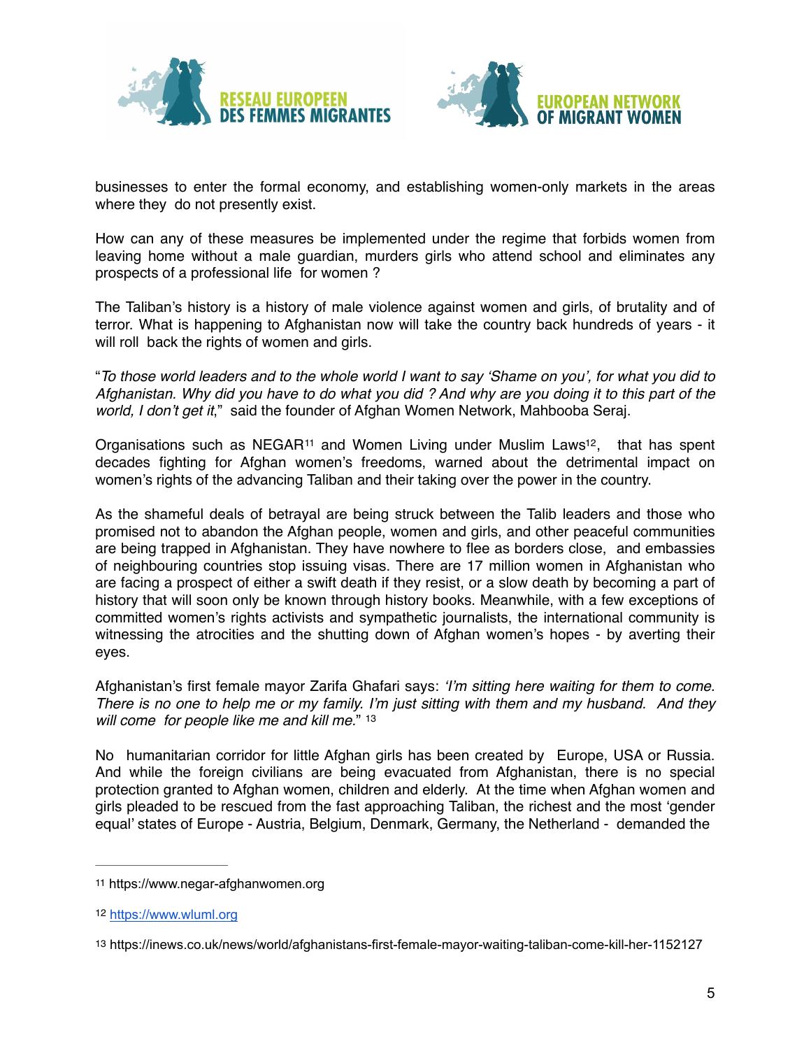businesses to enter the formal economy, and establishing women-only markets in the areas where they do not presently exist.

How can any of these measures be implemented under the regime that forbids women from leaving home without a male guardian, murders girls who attend school and eliminates any prospects of a professional life for women ?

The Taliban's history is a history of male violence against women and girls, of brutality and of terror. What is happening to Afghanistan now will take the country back hundreds of years - it will roll back the rights of women and girls.

"*To those world leaders and to the whole world I want to say 'Shame on you', for what you did to Afghanistan. Why did you have to do what you did ? And why are you doing it to this part of the world, I don't get it*," said the founder of Afghan Women Network, Mahbooba Seraj.

Organisations such as NEGAR[11] and Women Living under Muslim Laws[12], that has spent decades fighting for Afghan women's freedoms, warned about the detrimental impact on women's rights of the advancing Taliban and their taking over the power in the country.

As the shameful deals of betrayal are being struck between the Talib leaders and those who promised not to abandon the Afghan people, women and girls, and other peaceful communities are being trapped in Afghanistan. They have nowhere to flee as borders close, and embassies of neighbouring countries stop issuing visas. There are 17 million women in Afghanistan who are facing a prospect of either a swift death if they resist, or a slow death by becoming a part of history that will soon only be known through history books. Meanwhile, with a few exceptions of committed women's rights activists and sympathetic journalists, the international community is witnessing the atrocities and the shutting down of Afghan women's hopes - by averting their eyes.

Afghanistan's first female mayor Zarifa Ghafari says: *'I'm sitting here waiting for them to come. There is no one to help me or my family. I'm just sitting with them and my husband. And they will come for people like me and kill me.*" [13]

No humanitarian corridor for little Afghan girls has been created by Europe, USA or Russia. And while the foreign civilians are being evacuated from Afghanistan, there is no special protection granted to Afghan women, children and elderly. At the time when Afghan women and girls pleaded to be rescued from the fast approaching Taliban, the richest and the most 'gender equal' states of Europe - Austria, Belgium, Denmark, Germany, the Netherland - demanded the

---

[11] https://www.negar-afghanwomen.org

[12] https://www.wluml.org

[13] https://inews.co.uk/news/world/afghanistans-first-female-mayor-waiting-taliban-come-kill-her-1152127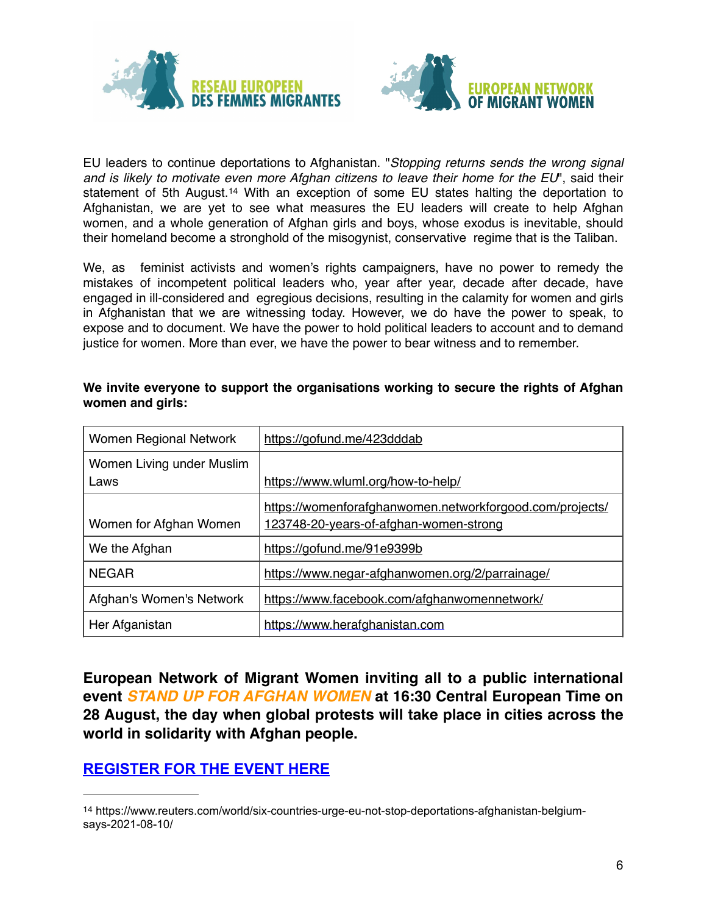EU leaders to continue deportations to Afghanistan. "*Stopping returns sends the wrong signal and is likely to motivate even more Afghan citizens to leave their home for the EU*", said their statement of 5th August.[14] With an exception of some EU states halting the deportation to Afghanistan, we are yet to see what measures the EU leaders will create to help Afghan women, and a whole generation of Afghan girls and boys, whose exodus is inevitable, should their homeland become a stronghold of the misogynist, conservative regime that is the Taliban.

We, as feminist activists and women's rights campaigners, have no power to remedy the mistakes of incompetent political leaders who, year after year, decade after decade, have engaged in ill-considered and egregious decisions, resulting in the calamity for women and girls in Afghanistan that we are witnessing today. However, we do have the power to speak, to expose and to document. We have the power to hold political leaders to account and to demand justice for women. More than ever, we have the power to bear witness and to remember.

**We invite everyone to support the organisations working to secure the rights of Afghan women and girls:**

| | |
|---|---|
| Women Regional Network | https://gofund.me/423dddab |
| Women Living under Muslim Laws | https://www.wluml.org/how-to-help/ |
| Women for Afghan Women | https://womenforafghanwomen.networkforgood.com/projects/123748-20-years-of-afghan-women-strong |
| We the Afghan | https://gofund.me/91e9399b |
| NEGAR | https://www.negar-afghanwomen.org/2/parrainage/ |
| Afghan's Women's Network | https://www.facebook.com/afghanwomennetwork/ |
| Her Afganistan | https://www.herafghanistan.com |

**European Network of Migrant Women inviting all to a public international event *STAND UP FOR AFGHAN WOMEN* at 16:30 Central European Time on 28 August, the day when global protests will take place in cities across the world in solidarity with Afghan people.**

**REGISTER FOR THE EVENT HERE**

---

[14] https://www.reuters.com/world/six-countries-urge-eu-not-stop-deportations-afghanistan-belgium-says-2021-08-10/